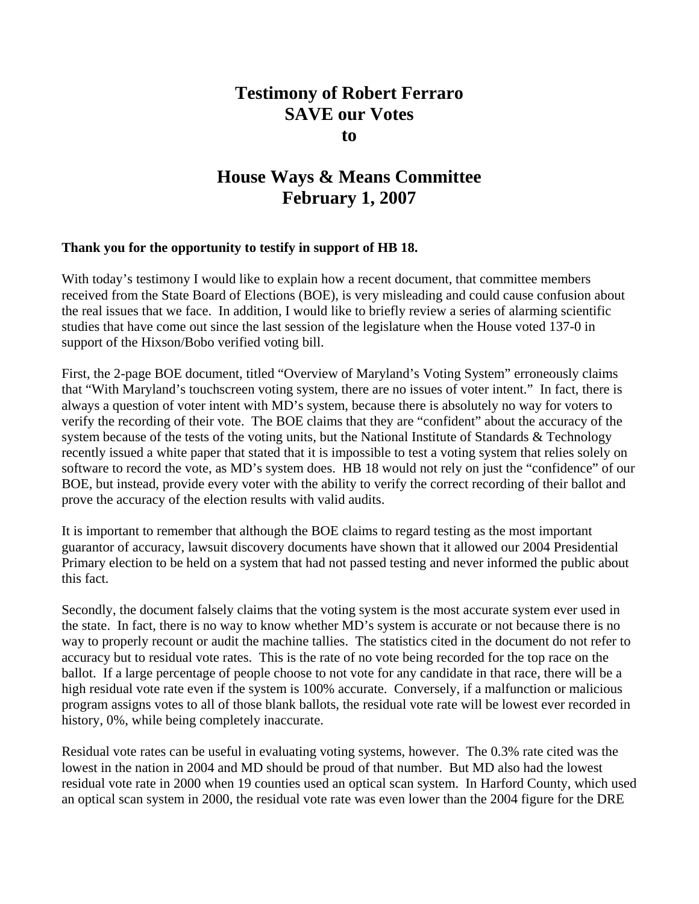# Testimony of Robert Ferraro
# SAVE our Votes
# to

# House Ways & Means Committee
# February 1, 2007

**Thank you for the opportunity to testify in support of HB 18.**

With today's testimony I would like to explain how a recent document, that committee members received from the State Board of Elections (BOE), is very misleading and could cause confusion about the real issues that we face. In addition, I would like to briefly review a series of alarming scientific studies that have come out since the last session of the legislature when the House voted 137-0 in support of the Hixson/Bobo verified voting bill.

First, the 2-page BOE document, titled "Overview of Maryland's Voting System" erroneously claims that "With Maryland's touchscreen voting system, there are no issues of voter intent." In fact, there is always a question of voter intent with MD's system, because there is absolutely no way for voters to verify the recording of their vote. The BOE claims that they are "confident" about the accuracy of the system because of the tests of the voting units, but the National Institute of Standards & Technology recently issued a white paper that stated that it is impossible to test a voting system that relies solely on software to record the vote, as MD's system does. HB 18 would not rely on just the "confidence" of our BOE, but instead, provide every voter with the ability to verify the correct recording of their ballot and prove the accuracy of the election results with valid audits.

It is important to remember that although the BOE claims to regard testing as the most important guarantor of accuracy, lawsuit discovery documents have shown that it allowed our 2004 Presidential Primary election to be held on a system that had not passed testing and never informed the public about this fact.

Secondly, the document falsely claims that the voting system is the most accurate system ever used in the state. In fact, there is no way to know whether MD's system is accurate or not because there is no way to properly recount or audit the machine tallies. The statistics cited in the document do not refer to accuracy but to residual vote rates. This is the rate of no vote being recorded for the top race on the ballot. If a large percentage of people choose to not vote for any candidate in that race, there will be a high residual vote rate even if the system is 100% accurate. Conversely, if a malfunction or malicious program assigns votes to all of those blank ballots, the residual vote rate will be lowest ever recorded in history, 0%, while being completely inaccurate.

Residual vote rates can be useful in evaluating voting systems, however. The 0.3% rate cited was the lowest in the nation in 2004 and MD should be proud of that number. But MD also had the lowest residual vote rate in 2000 when 19 counties used an optical scan system. In Harford County, which used an optical scan system in 2000, the residual vote rate was even lower than the 2004 figure for the DRE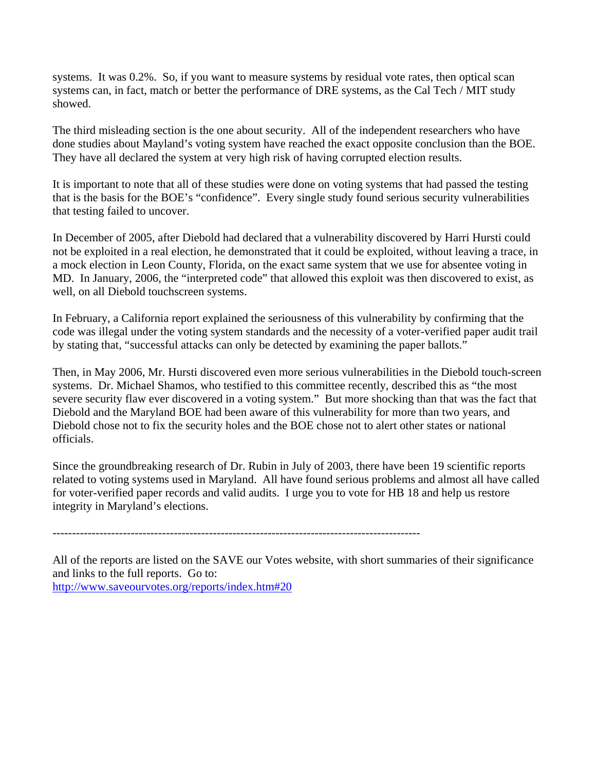systems. It was 0.2%. So, if you want to measure systems by residual vote rates, then optical scan systems can, in fact, match or better the performance of DRE systems, as the Cal Tech / MIT study showed.

The third misleading section is the one about security. All of the independent researchers who have done studies about Mayland's voting system have reached the exact opposite conclusion than the BOE. They have all declared the system at very high risk of having corrupted election results.

It is important to note that all of these studies were done on voting systems that had passed the testing that is the basis for the BOE's "confidence". Every single study found serious security vulnerabilities that testing failed to uncover.

In December of 2005, after Diebold had declared that a vulnerability discovered by Harri Hursti could not be exploited in a real election, he demonstrated that it could be exploited, without leaving a trace, in a mock election in Leon County, Florida, on the exact same system that we use for absentee voting in MD. In January, 2006, the "interpreted code" that allowed this exploit was then discovered to exist, as well, on all Diebold touchscreen systems.

In February, a California report explained the seriousness of this vulnerability by confirming that the code was illegal under the voting system standards and the necessity of a voter-verified paper audit trail by stating that, "successful attacks can only be detected by examining the paper ballots."

Then, in May 2006, Mr. Hursti discovered even more serious vulnerabilities in the Diebold touch-screen systems. Dr. Michael Shamos, who testified to this committee recently, described this as "the most severe security flaw ever discovered in a voting system." But more shocking than that was the fact that Diebold and the Maryland BOE had been aware of this vulnerability for more than two years, and Diebold chose not to fix the security holes and the BOE chose not to alert other states or national officials.

Since the groundbreaking research of Dr. Rubin in July of 2003, there have been 19 scientific reports related to voting systems used in Maryland. All have found serious problems and almost all have called for voter-verified paper records and valid audits. I urge you to vote for HB 18 and help us restore integrity in Maryland's elections.

---

All of the reports are listed on the SAVE our Votes website, with short summaries of their significance and links to the full reports. Go to:
http://www.saveourvotes.org/reports/index.htm#20